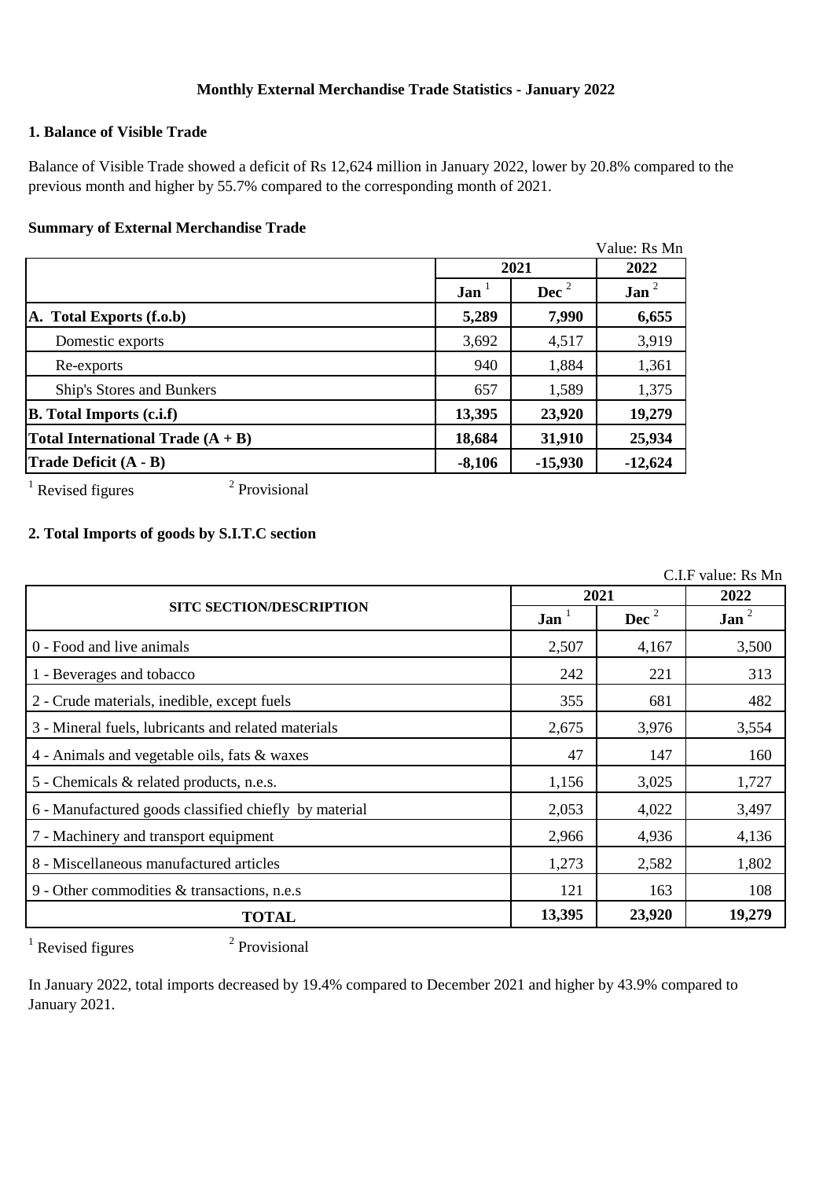# Monthly External Merchandise Trade Statistics - January 2022

## 1. Balance of Visible Trade

Balance of Visible Trade showed a deficit of Rs 12,624 million in January 2022, lower by 20.8% compared to the previous month and higher by 55.7% compared to the corresponding month of 2021.

### Summary of External Merchandise Trade

Value: Rs Mn

| | 2021 | | 2022 |
|---|---|---|---|
| | Jan [1] | Dec [2] | Jan [2] |
| **A. Total Exports (f.o.b)** | **5,289** | **7,990** | **6,655** |
| Domestic exports | 3,692 | 4,517 | 3,919 |
| Re-exports | 940 | 1,884 | 1,361 |
| Ship's Stores and Bunkers | 657 | 1,589 | 1,375 |
| **B. Total Imports (c.i.f)** | **13,395** | **23,920** | **19,279** |
| **Total International Trade (A + B)** | **18,684** | **31,910** | **25,934** |
| **Trade Deficit (A - B)** | **-8,106** | **-15,930** | **-12,624** |

[1] Revised figures [2] Provisional

## 2. Total Imports of goods by S.I.T.C section

C.I.F value: Rs Mn

| SITC SECTION/DESCRIPTION | 2021 | | 2022 |
|---|---|---|---|
| | Jan [1] | Dec [2] | Jan [2] |
| 0 - Food and live animals | 2,507 | 4,167 | 3,500 |
| 1 - Beverages and tobacco | 242 | 221 | 313 |
| 2 - Crude materials, inedible, except fuels | 355 | 681 | 482 |
| 3 - Mineral fuels, lubricants and related materials | 2,675 | 3,976 | 3,554 |
| 4 - Animals and vegetable oils, fats & waxes | 47 | 147 | 160 |
| 5 - Chemicals & related products, n.e.s. | 1,156 | 3,025 | 1,727 |
| 6 - Manufactured goods classified chiefly by material | 2,053 | 4,022 | 3,497 |
| 7 - Machinery and transport equipment | 2,966 | 4,936 | 4,136 |
| 8 - Miscellaneous manufactured articles | 1,273 | 2,582 | 1,802 |
| 9 - Other commodities & transactions, n.e.s | 121 | 163 | 108 |
| **TOTAL** | **13,395** | **23,920** | **19,279** |

[1] Revised figures [2] Provisional

In January 2022, total imports decreased by 19.4% compared to December 2021 and higher by 43.9% compared to January 2021.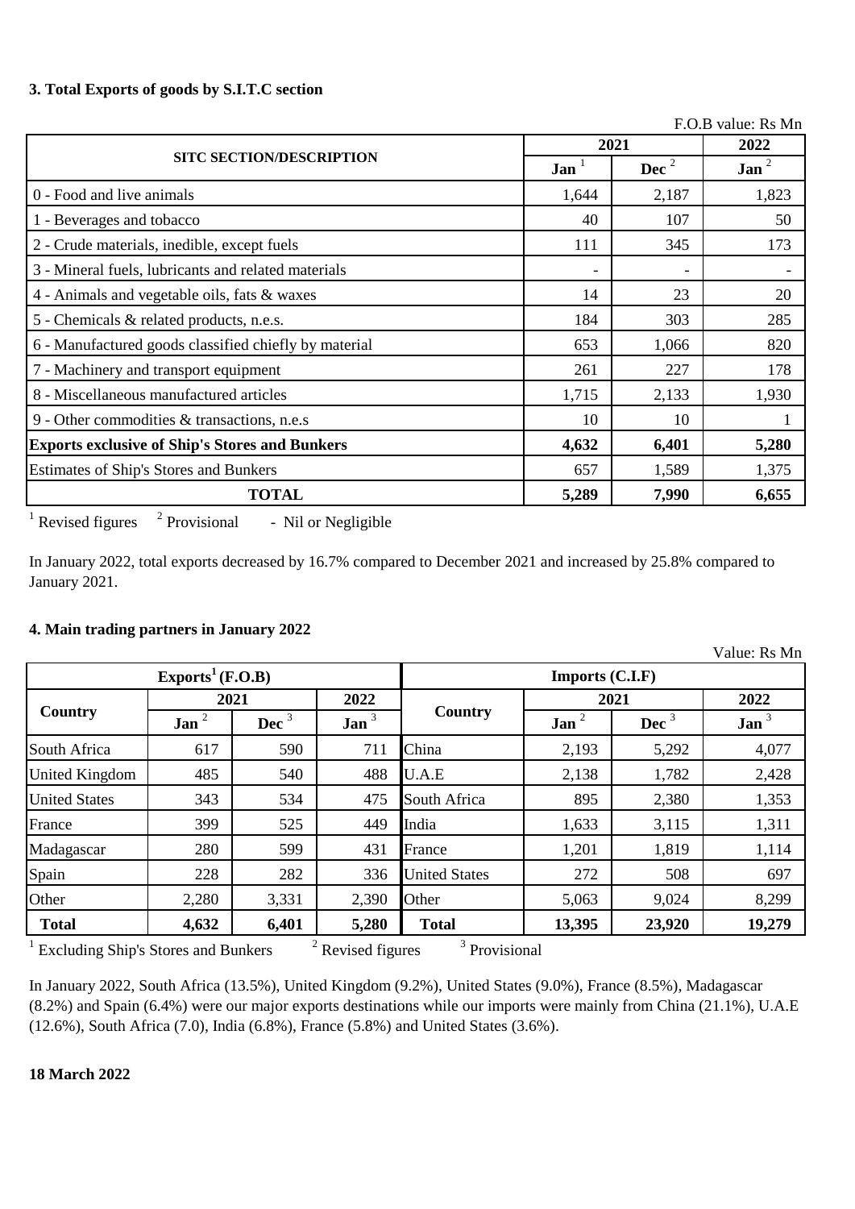### 3. Total Exports of goods by S.I.T.C section

F.O.B value: Rs Mn

| SITC SECTION/DESCRIPTION | 2021 | | 2022 |
|---|---|---|---|
| | Jan [1] | Dec [2] | Jan [2] |
| 0 - Food and live animals | 1,644 | 2,187 | 1,823 |
| 1 - Beverages and tobacco | 40 | 107 | 50 |
| 2 - Crude materials, inedible, except fuels | 111 | 345 | 173 |
| 3 - Mineral fuels, lubricants and related materials | - | - | - |
| 4 - Animals and vegetable oils, fats & waxes | 14 | 23 | 20 |
| 5 - Chemicals & related products, n.e.s. | 184 | 303 | 285 |
| 6 - Manufactured goods classified chiefly by material | 653 | 1,066 | 820 |
| 7 - Machinery and transport equipment | 261 | 227 | 178 |
| 8 - Miscellaneous manufactured articles | 1,715 | 2,133 | 1,930 |
| 9 - Other commodities & transactions, n.e.s | 10 | 10 | 1 |
| **Exports exclusive of Ship's Stores and Bunkers** | **4,632** | **6,401** | **5,280** |
| Estimates of Ship's Stores and Bunkers | 657 | 1,589 | 1,375 |
| **TOTAL** | **5,289** | **7,990** | **6,655** |

[1] Revised figures [2] Provisional - Nil or Negligible

In January 2022, total exports decreased by 16.7% compared to December 2021 and increased by 25.8% compared to January 2021.

### 4. Main trading partners in January 2022

Value: Rs Mn

| Exports[1] (F.O.B) | | | | Imports (C.I.F) | | | |
|---|---|---|---|---|---|---|---|
| Country | 2021 | | 2022 | Country | 2021 | | 2022 |
| | Jan [2] | Dec [3] | Jan [3] | | Jan [2] | Dec [3] | Jan [3] |
| South Africa | 617 | 590 | 711 | China | 2,193 | 5,292 | 4,077 |
| United Kingdom | 485 | 540 | 488 | U.A.E | 2,138 | 1,782 | 2,428 |
| United States | 343 | 534 | 475 | South Africa | 895 | 2,380 | 1,353 |
| France | 399 | 525 | 449 | India | 1,633 | 3,115 | 1,311 |
| Madagascar | 280 | 599 | 431 | France | 1,201 | 1,819 | 1,114 |
| Spain | 228 | 282 | 336 | United States | 272 | 508 | 697 |
| Other | 2,280 | 3,331 | 2,390 | Other | 5,063 | 9,024 | 8,299 |
| **Total** | **4,632** | **6,401** | **5,280** | **Total** | **13,395** | **23,920** | **19,279** |

[1] Excluding Ship's Stores and Bunkers [2] Revised figures [3] Provisional

In January 2022, South Africa (13.5%), United Kingdom (9.2%), United States (9.0%), France (8.5%), Madagascar (8.2%) and Spain (6.4%) were our major exports destinations while our imports were mainly from China (21.1%), U.A.E (12.6%), South Africa (7.0), India (6.8%), France (5.8%) and United States (3.6%).

**18 March 2022**